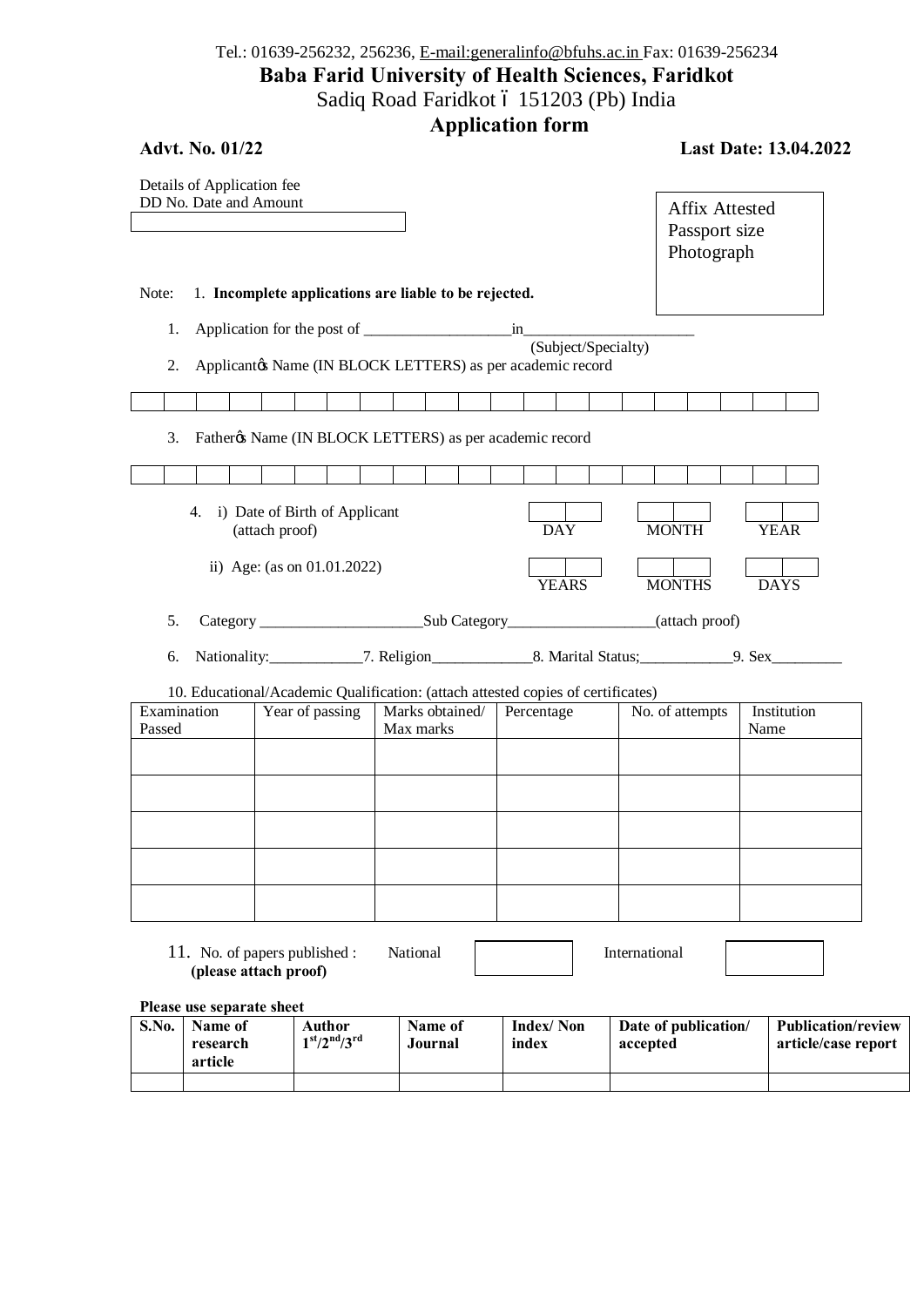Tel.: 01639-256232, 256236, E-mail:generalinfo@bfuhs.ac.in Fax: 01639-256234

# Baba Farid University of Health Sciences, Faridkot

Sadiq Road Faridkot – 151203 (Pb) India

## Application form

**Advt. No. 01/22** **Last Date: 13.04.2022**

Details of Application fee
DD No. Date and Amount

| |
|---|

Affix Attested Passport size Photograph

Note: 1. **Incomplete applications are liable to be rejected.**

1. Application for the post of ___________________in______________________
(Subject/Specialty)

2. Applicant's Name (IN BLOCK LETTERS) as per academic record

| | | | | | | | | | | | | | | | | | | | | | |
|---|---|---|---|---|---|---|---|---|---|---|---|---|---|---|---|---|---|---|---|---|---|

3. Father's Name (IN BLOCK LETTERS) as per academic record

| | | | | | | | | | | | | | | | | | | | | | |
|---|---|---|---|---|---|---|---|---|---|---|---|---|---|---|---|---|---|---|---|---|---|

4. i) Date of Birth of Applicant (attach proof) — DAY / MONTH / YEAR

ii) Age: (as on 01.01.2022) — YEARS / MONTHS / DAYS

5. Category _____________________Sub Category___________________(attach proof)

6. Nationality:____________7. Religion_____________8. Marital Status;____________9. Sex_________

10. Educational/Academic Qualification: (attach attested copies of certificates)

| Examination Passed | Year of passing | Marks obtained/ Max marks | Percentage | No. of attempts | Institution Name |
|---|---|---|---|---|---|
| | | | | | |
| | | | | | |
| | | | | | |
| | | | | | |
| | | | | | |

11. No. of papers published : National [ ] International [ ]
**(please attach proof)**

**Please use separate sheet**

| S.No. | Name of research article | Author $1^{st}/2^{nd}/3^{rd}$ | Name of Journal | Index/ Non index | Date of publication/ accepted | Publication/review article/case report |
|---|---|---|---|---|---|---|
| | | | | | | |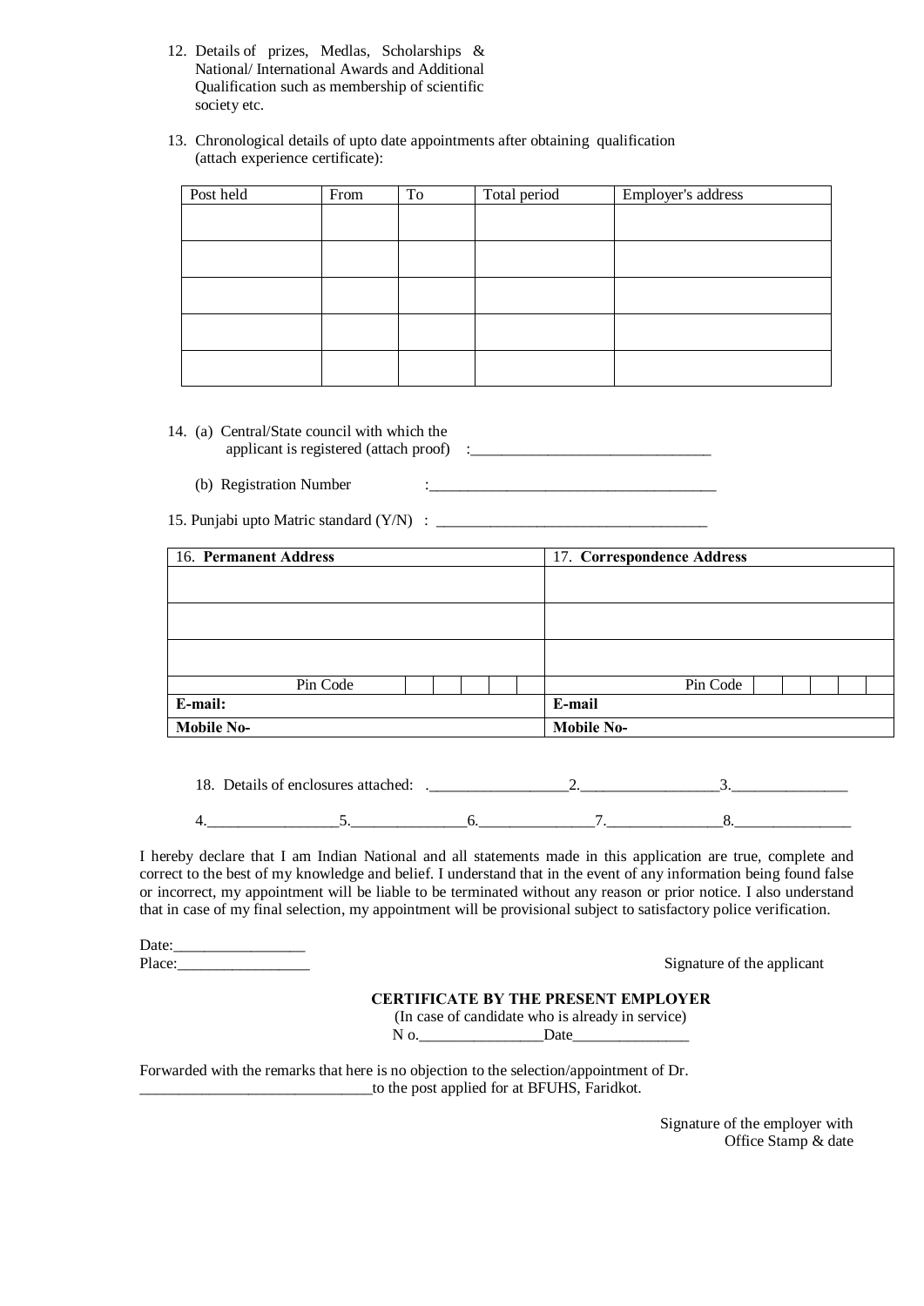12. Details of prizes, Medlas, Scholarships & National/ International Awards and Additional Qualification such as membership of scientific society etc.

13. Chronological details of upto date appointments after obtaining qualification (attach experience certificate):

| Post held | From | To | Total period | Employer's address |
|---|---|---|---|---|
| | | | | |
| | | | | |
| | | | | |
| | | | | |
| | | | | |

14. (a) Central/State council with which the applicant is registered (attach proof) :_______________________________

(b) Registration Number :_____________________________________

15. Punjabi upto Matric standard (Y/N) : ___________________________________

| 16. **Permanent Address** | | | | | | | 17. **Correspondence Address** | | | | | |
|---|---|---|---|---|---|---|---|---|---|---|---|---|
| | | | | | | | | | | | | |
| | | | | | | | | | | | | |
| | | | | | | | | | | | | |
| Pin Code | | | | | | | Pin Code | | | | | |
| **E-mail:** | | | | | | | **E-mail** | | | | | |
| **Mobile No-** | | | | | | | **Mobile No-** | | | | | |

18. Details of enclosures attached: ._________________2._________________3._______________

4._________________5._______________6._______________7._______________8._______________

I hereby declare that I am Indian National and all statements made in this application are true, complete and correct to the best of my knowledge and belief. I understand that in the event of any information being found false or incorrect, my appointment will be liable to be terminated without any reason or prior notice. I also understand that in case of my final selection, my appointment will be provisional subject to satisfactory police verification.

Date:_________________

Place:_________________

Signature of the applicant

**CERTIFICATE BY THE PRESENT EMPLOYER**

(In case of candidate who is already in service)

N o._______________Date_______________

Forwarded with the remarks that here is no objection to the selection/appointment of Dr. ______________________________to the post applied for at BFUHS, Faridkot.

Signature of the employer with Office Stamp & date